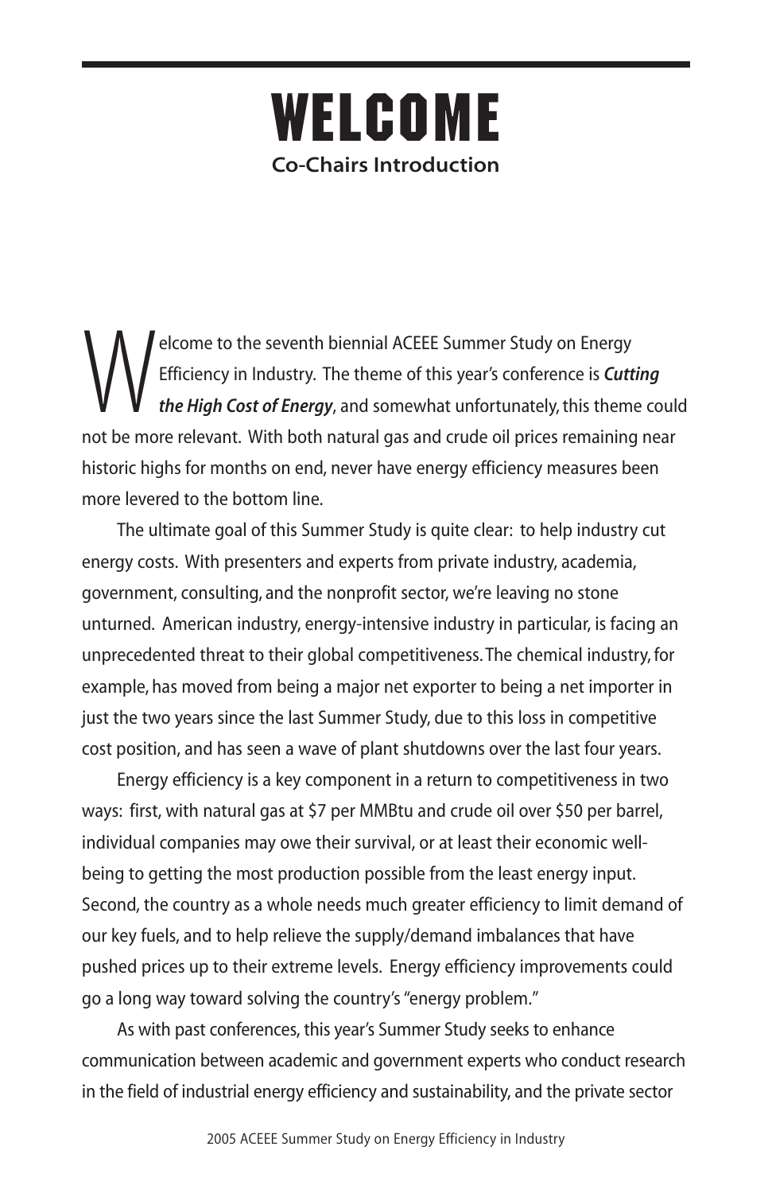# WELCOME

## Co-Chairs Introduction

Welcome to the seventh biennial ACEEE Summer Study on Energy Efficiency in Industry. The theme of this year's conference is ***Cutting the High Cost of Energy***, and somewhat unfortunately, this theme could not be more relevant. With both natural gas and crude oil prices remaining near historic highs for months on end, never have energy efficiency measures been more levered to the bottom line.

The ultimate goal of this Summer Study is quite clear: to help industry cut energy costs. With presenters and experts from private industry, academia, government, consulting, and the nonprofit sector, we're leaving no stone unturned. American industry, energy-intensive industry in particular, is facing an unprecedented threat to their global competitiveness. The chemical industry, for example, has moved from being a major net exporter to being a net importer in just the two years since the last Summer Study, due to this loss in competitive cost position, and has seen a wave of plant shutdowns over the last four years.

Energy efficiency is a key component in a return to competitiveness in two ways: first, with natural gas at $7 per MMBtu and crude oil over $50 per barrel, individual companies may owe their survival, or at least their economic well-being to getting the most production possible from the least energy input. Second, the country as a whole needs much greater efficiency to limit demand of our key fuels, and to help relieve the supply/demand imbalances that have pushed prices up to their extreme levels. Energy efficiency improvements could go a long way toward solving the country's "energy problem."

As with past conferences, this year's Summer Study seeks to enhance communication between academic and government experts who conduct research in the field of industrial energy efficiency and sustainability, and the private sector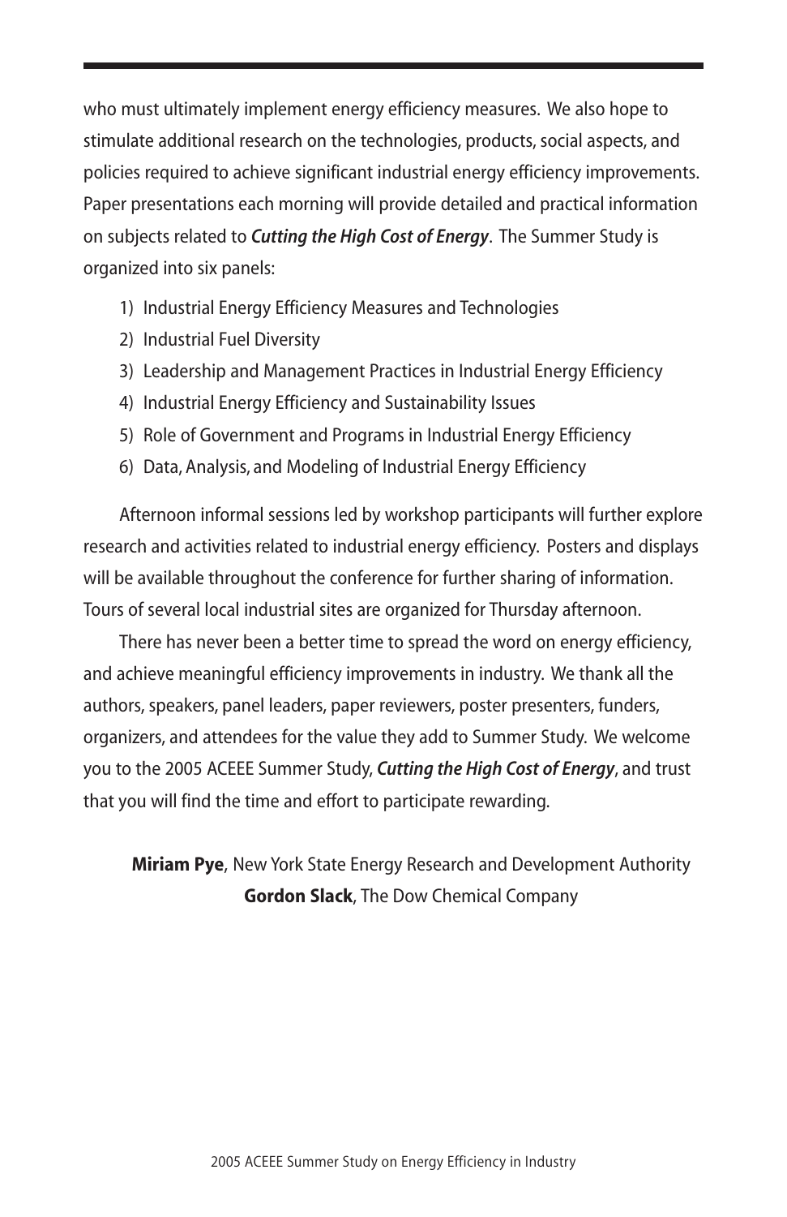who must ultimately implement energy efficiency measures. We also hope to stimulate additional research on the technologies, products, social aspects, and policies required to achieve significant industrial energy efficiency improvements. Paper presentations each morning will provide detailed and practical information on subjects related to ***Cutting the High Cost of Energy***. The Summer Study is organized into six panels:

1) Industrial Energy Efficiency Measures and Technologies
2) Industrial Fuel Diversity
3) Leadership and Management Practices in Industrial Energy Efficiency
4) Industrial Energy Efficiency and Sustainability Issues
5) Role of Government and Programs in Industrial Energy Efficiency
6) Data, Analysis, and Modeling of Industrial Energy Efficiency

Afternoon informal sessions led by workshop participants will further explore research and activities related to industrial energy efficiency. Posters and displays will be available throughout the conference for further sharing of information. Tours of several local industrial sites are organized for Thursday afternoon.

There has never been a better time to spread the word on energy efficiency, and achieve meaningful efficiency improvements in industry. We thank all the authors, speakers, panel leaders, paper reviewers, poster presenters, funders, organizers, and attendees for the value they add to Summer Study. We welcome you to the 2005 ACEEE Summer Study, ***Cutting the High Cost of Energy***, and trust that you will find the time and effort to participate rewarding.

**Miriam Pye**, New York State Energy Research and Development Authority
**Gordon Slack**, The Dow Chemical Company